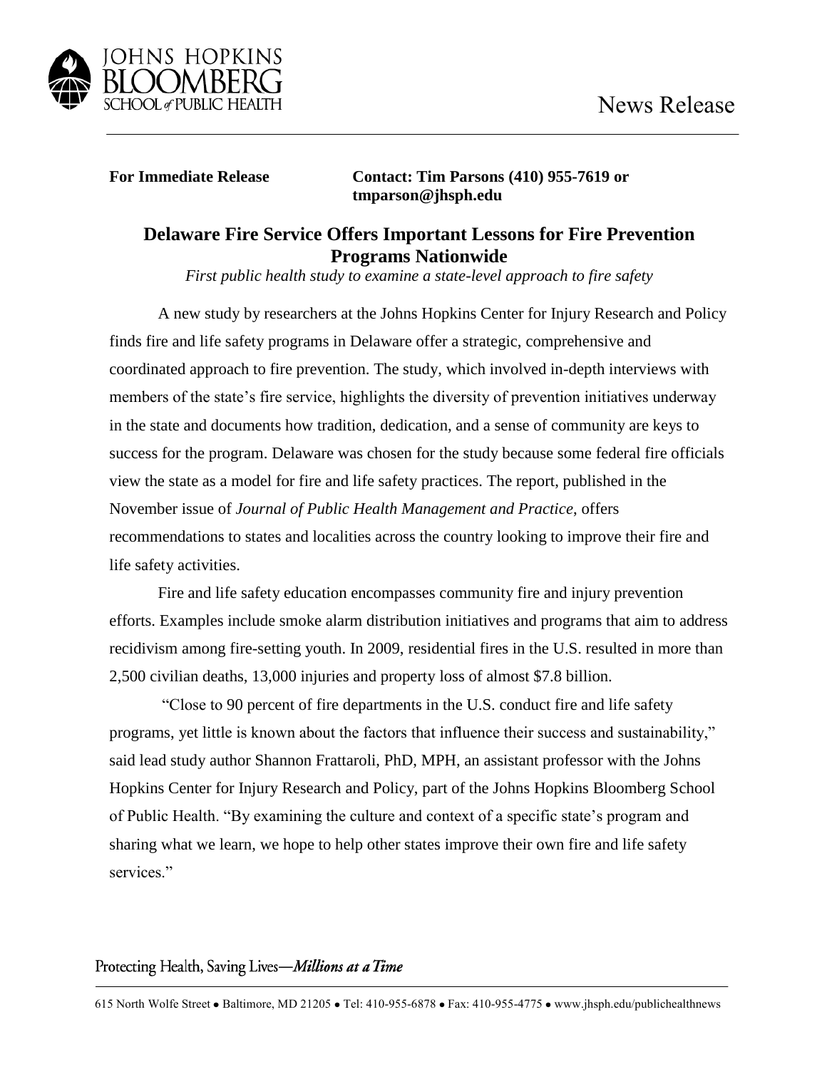JOHNS HOPKINS BLOOMBERG SCHOOL of PUBLIC HEALTH

News Release

**For Immediate Release** **Contact: Tim Parsons (410) 955-7619 or tmparson@jhsph.edu**

# Delaware Fire Service Offers Important Lessons for Fire Prevention Programs Nationwide

*First public health study to examine a state-level approach to fire safety*

A new study by researchers at the Johns Hopkins Center for Injury Research and Policy finds fire and life safety programs in Delaware offer a strategic, comprehensive and coordinated approach to fire prevention. The study, which involved in-depth interviews with members of the state's fire service, highlights the diversity of prevention initiatives underway in the state and documents how tradition, dedication, and a sense of community are keys to success for the program. Delaware was chosen for the study because some federal fire officials view the state as a model for fire and life safety practices. The report, published in the November issue of *Journal of Public Health Management and Practice*, offers recommendations to states and localities across the country looking to improve their fire and life safety activities.

Fire and life safety education encompasses community fire and injury prevention efforts. Examples include smoke alarm distribution initiatives and programs that aim to address recidivism among fire-setting youth. In 2009, residential fires in the U.S. resulted in more than 2,500 civilian deaths, 13,000 injuries and property loss of almost $7.8 billion.

"Close to 90 percent of fire departments in the U.S. conduct fire and life safety programs, yet little is known about the factors that influence their success and sustainability," said lead study author Shannon Frattaroli, PhD, MPH, an assistant professor with the Johns Hopkins Center for Injury Research and Policy, part of the Johns Hopkins Bloomberg School of Public Health. "By examining the culture and context of a specific state's program and sharing what we learn, we hope to help other states improve their own fire and life safety services."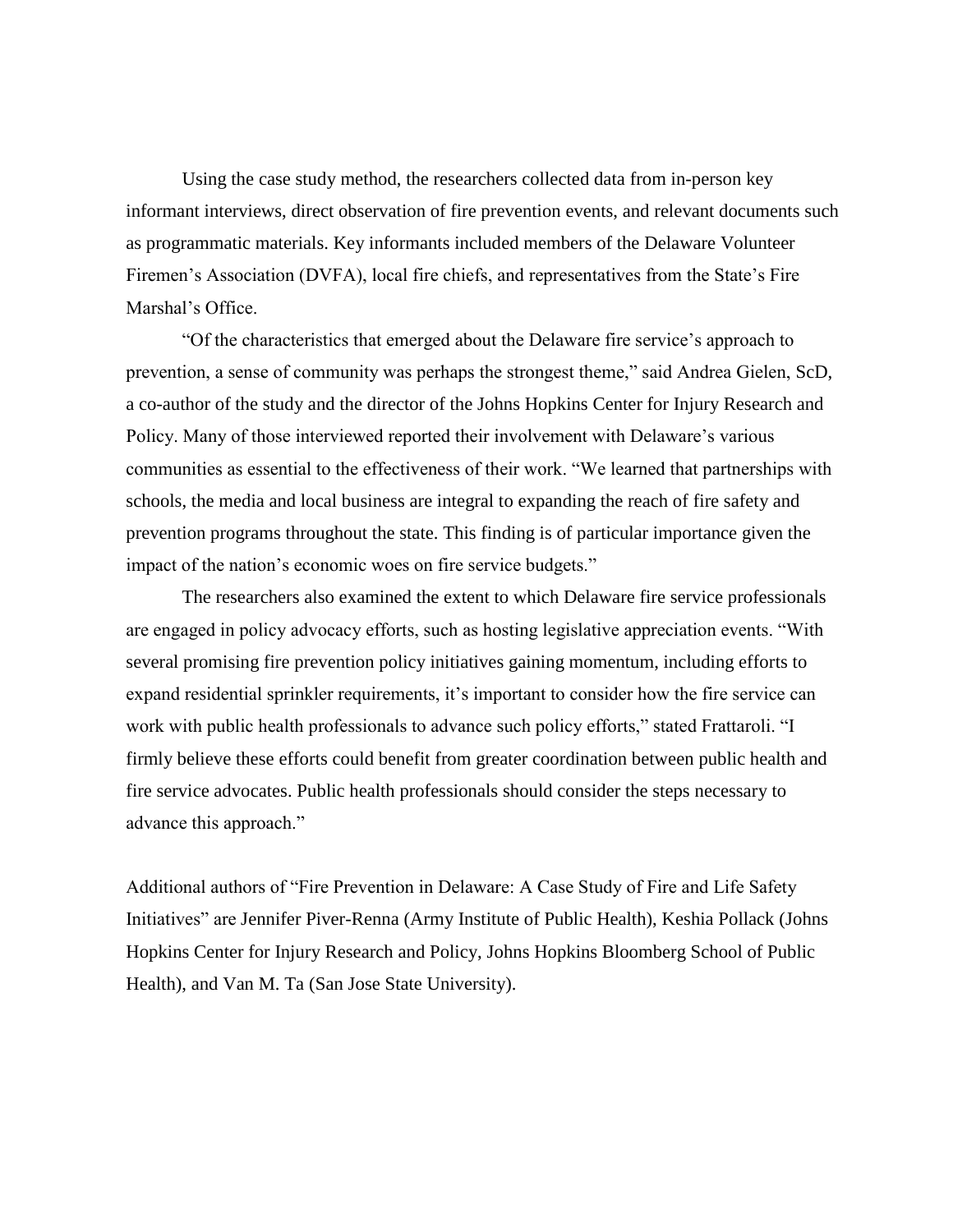Using the case study method, the researchers collected data from in-person key informant interviews, direct observation of fire prevention events, and relevant documents such as programmatic materials. Key informants included members of the Delaware Volunteer Firemen's Association (DVFA), local fire chiefs, and representatives from the State's Fire Marshal's Office.

"Of the characteristics that emerged about the Delaware fire service's approach to prevention, a sense of community was perhaps the strongest theme," said Andrea Gielen, ScD, a co-author of the study and the director of the Johns Hopkins Center for Injury Research and Policy. Many of those interviewed reported their involvement with Delaware's various communities as essential to the effectiveness of their work. "We learned that partnerships with schools, the media and local business are integral to expanding the reach of fire safety and prevention programs throughout the state. This finding is of particular importance given the impact of the nation's economic woes on fire service budgets."

The researchers also examined the extent to which Delaware fire service professionals are engaged in policy advocacy efforts, such as hosting legislative appreciation events. "With several promising fire prevention policy initiatives gaining momentum, including efforts to expand residential sprinkler requirements, it's important to consider how the fire service can work with public health professionals to advance such policy efforts," stated Frattaroli. "I firmly believe these efforts could benefit from greater coordination between public health and fire service advocates. Public health professionals should consider the steps necessary to advance this approach."

Additional authors of "Fire Prevention in Delaware: A Case Study of Fire and Life Safety Initiatives" are Jennifer Piver-Renna (Army Institute of Public Health), Keshia Pollack (Johns Hopkins Center for Injury Research and Policy, Johns Hopkins Bloomberg School of Public Health), and Van M. Ta (San Jose State University).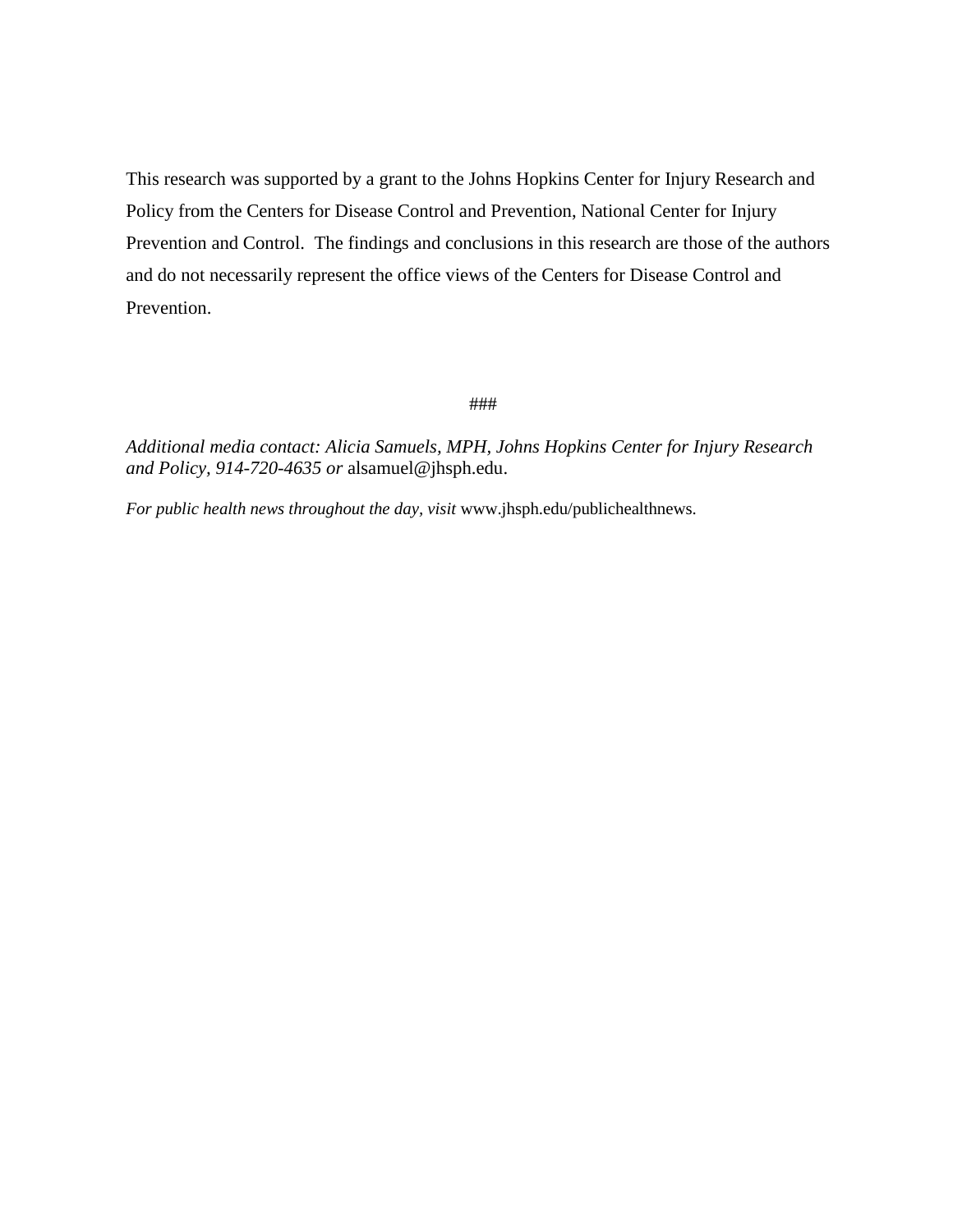This research was supported by a grant to the Johns Hopkins Center for Injury Research and Policy from the Centers for Disease Control and Prevention, National Center for Injury Prevention and Control. The findings and conclusions in this research are those of the authors and do not necessarily represent the office views of the Centers for Disease Control and Prevention.

###

*Additional media contact: Alicia Samuels, MPH, Johns Hopkins Center for Injury Research and Policy, 914-720-4635 or* alsamuel@jhsph.edu.

*For public health news throughout the day, visit* www.jhsph.edu/publichealthnews.